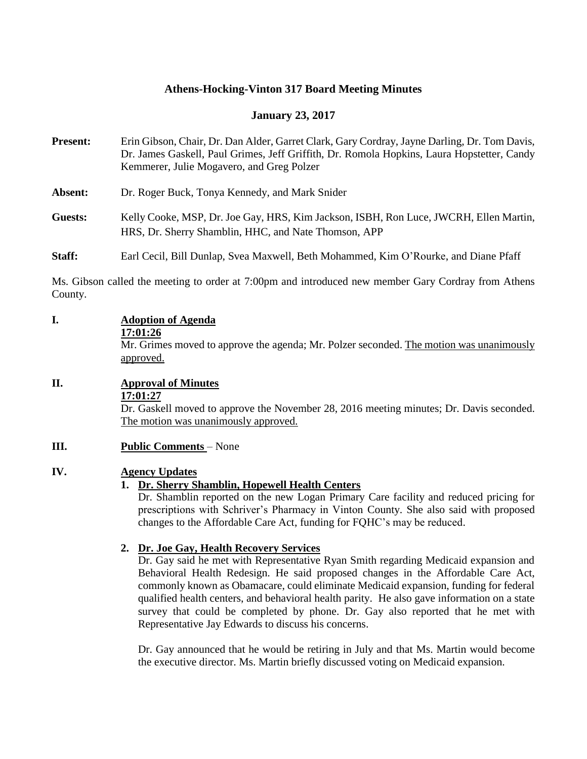# Athens-Hocking-Vinton 317 Board Meeting Minutes

## January 23, 2017

**Present:** Erin Gibson, Chair, Dr. Dan Alder, Garret Clark, Gary Cordray, Jayne Darling, Dr. Tom Davis, Dr. James Gaskell, Paul Grimes, Jeff Griffith, Dr. Romola Hopkins, Laura Hopstetter, Candy Kemmerer, Julie Mogavero, and Greg Polzer

**Absent:** Dr. Roger Buck, Tonya Kennedy, and Mark Snider

**Guests:** Kelly Cooke, MSP, Dr. Joe Gay, HRS, Kim Jackson, ISBH, Ron Luce, JWCRH, Ellen Martin, HRS, Dr. Sherry Shamblin, HHC, and Nate Thomson, APP

**Staff:** Earl Cecil, Bill Dunlap, Svea Maxwell, Beth Mohammed, Kim O'Rourke, and Diane Pfaff

Ms. Gibson called the meeting to order at 7:00pm and introduced new member Gary Cordray from Athens County.

**I. Adoption of Agenda**

**17:01:26**

Mr. Grimes moved to approve the agenda; Mr. Polzer seconded. The motion was unanimously approved.

**II. Approval of Minutes**

**17:01:27**

Dr. Gaskell moved to approve the November 28, 2016 meeting minutes; Dr. Davis seconded. The motion was unanimously approved.

**III. Public Comments** – None

**IV. Agency Updates**

1. **Dr. Sherry Shamblin, Hopewell Health Centers**

   Dr. Shamblin reported on the new Logan Primary Care facility and reduced pricing for prescriptions with Schriver's Pharmacy in Vinton County. She also said with proposed changes to the Affordable Care Act, funding for FQHC's may be reduced.

2. **Dr. Joe Gay, Health Recovery Services**

   Dr. Gay said he met with Representative Ryan Smith regarding Medicaid expansion and Behavioral Health Redesign. He said proposed changes in the Affordable Care Act, commonly known as Obamacare, could eliminate Medicaid expansion, funding for federal qualified health centers, and behavioral health parity. He also gave information on a state survey that could be completed by phone. Dr. Gay also reported that he met with Representative Jay Edwards to discuss his concerns.

   Dr. Gay announced that he would be retiring in July and that Ms. Martin would become the executive director. Ms. Martin briefly discussed voting on Medicaid expansion.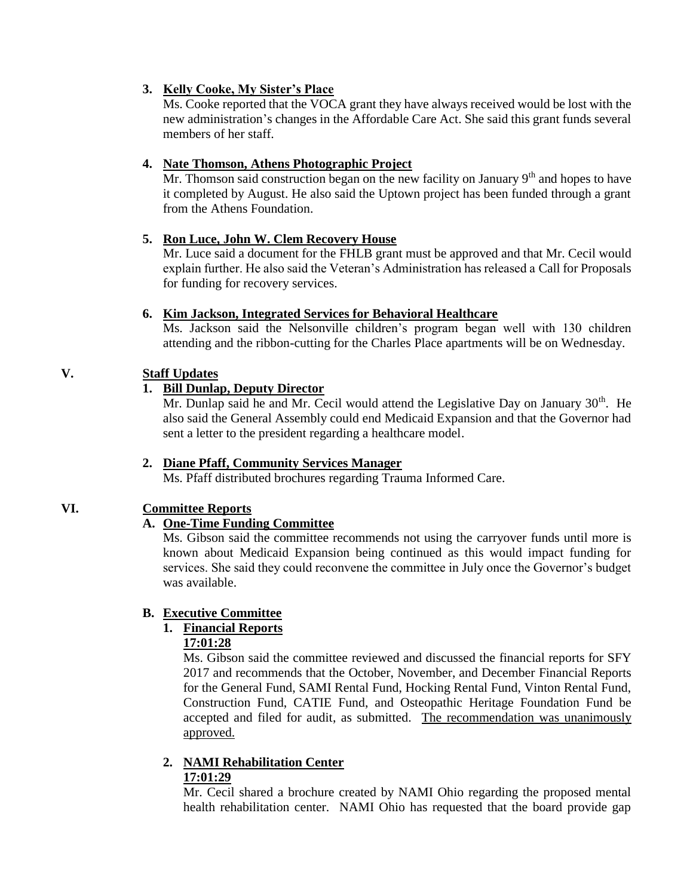3. **Kelly Cooke, My Sister's Place**

   Ms. Cooke reported that the VOCA grant they have always received would be lost with the new administration's changes in the Affordable Care Act. She said this grant funds several members of her staff.

4. **Nate Thomson, Athens Photographic Project**

   Mr. Thomson said construction began on the new facility on January 9th and hopes to have it completed by August. He also said the Uptown project has been funded through a grant from the Athens Foundation.

5. **Ron Luce, John W. Clem Recovery House**

   Mr. Luce said a document for the FHLB grant must be approved and that Mr. Cecil would explain further. He also said the Veteran's Administration has released a Call for Proposals for funding for recovery services.

6. **Kim Jackson, Integrated Services for Behavioral Healthcare**

   Ms. Jackson said the Nelsonville children's program began well with 130 children attending and the ribbon-cutting for the Charles Place apartments will be on Wednesday.

## V. Staff Updates

1. **Bill Dunlap, Deputy Director**

   Mr. Dunlap said he and Mr. Cecil would attend the Legislative Day on January 30th. He also said the General Assembly could end Medicaid Expansion and that the Governor had sent a letter to the president regarding a healthcare model.

2. **Diane Pfaff, Community Services Manager**

   Ms. Pfaff distributed brochures regarding Trauma Informed Care.

## VI. Committee Reports

### A. One-Time Funding Committee

Ms. Gibson said the committee recommends not using the carryover funds until more is known about Medicaid Expansion being continued as this would impact funding for services. She said they could reconvene the committee in July once the Governor's budget was available.

### B. Executive Committee

1. **Financial Reports**

   **17:01:28**

   Ms. Gibson said the committee reviewed and discussed the financial reports for SFY 2017 and recommends that the October, November, and December Financial Reports for the General Fund, SAMI Rental Fund, Hocking Rental Fund, Vinton Rental Fund, Construction Fund, CATIE Fund, and Osteopathic Heritage Foundation Fund be accepted and filed for audit, as submitted. The recommendation was unanimously approved.

2. **NAMI Rehabilitation Center**

   **17:01:29**

   Mr. Cecil shared a brochure created by NAMI Ohio regarding the proposed mental health rehabilitation center. NAMI Ohio has requested that the board provide gap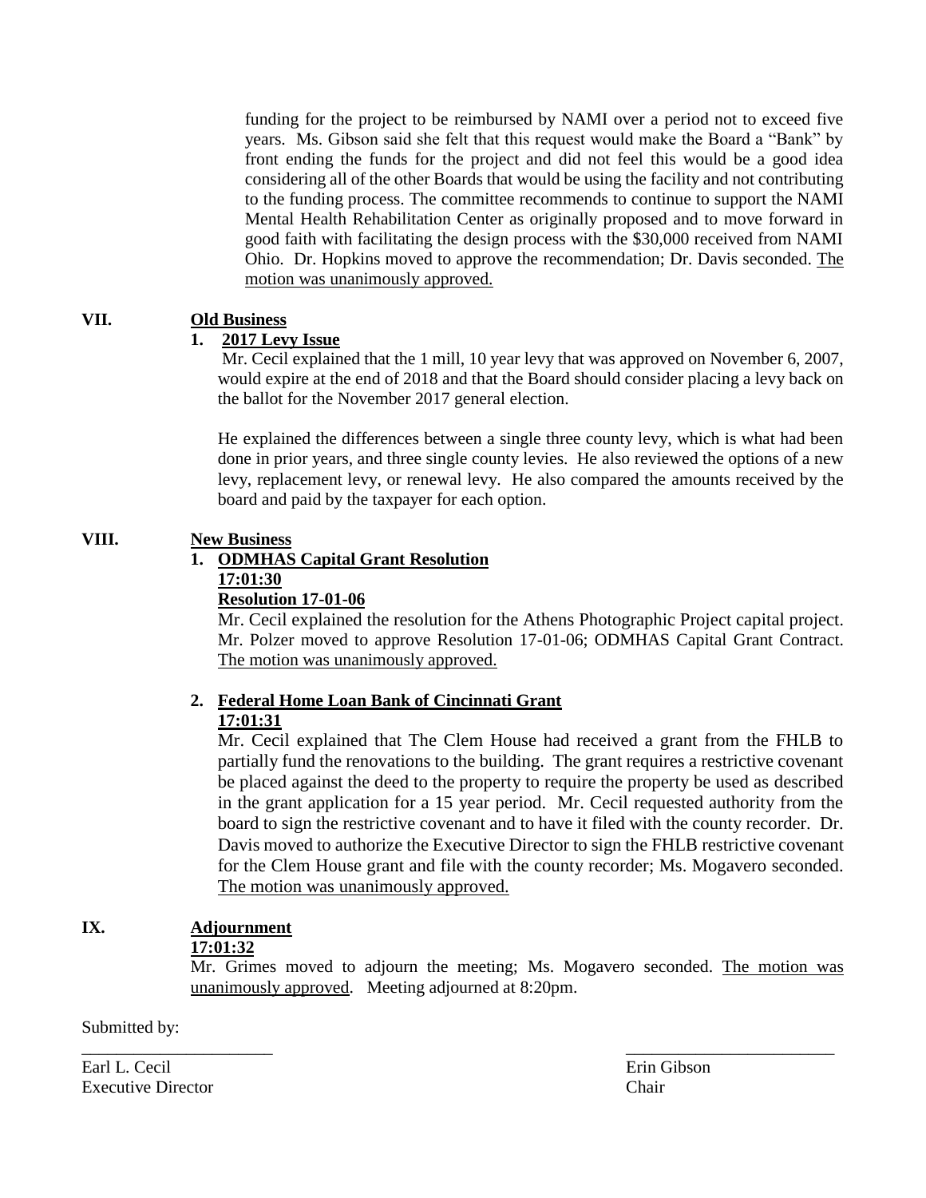funding for the project to be reimbursed by NAMI over a period not to exceed five years. Ms. Gibson said she felt that this request would make the Board a "Bank" by front ending the funds for the project and did not feel this would be a good idea considering all of the other Boards that would be using the facility and not contributing to the funding process. The committee recommends to continue to support the NAMI Mental Health Rehabilitation Center as originally proposed and to move forward in good faith with facilitating the design process with the $30,000 received from NAMI Ohio. Dr. Hopkins moved to approve the recommendation; Dr. Davis seconded. <u>The motion was unanimously approved.</u>

## VII. <u>Old Business</u>

### 1. <u>2017 Levy Issue</u>

Mr. Cecil explained that the 1 mill, 10 year levy that was approved on November 6, 2007, would expire at the end of 2018 and that the Board should consider placing a levy back on the ballot for the November 2017 general election.

He explained the differences between a single three county levy, which is what had been done in prior years, and three single county levies. He also reviewed the options of a new levy, replacement levy, or renewal levy. He also compared the amounts received by the board and paid by the taxpayer for each option.

## VIII. <u>New Business</u>

### 1. <u>ODMHAS Capital Grant Resolution</u>

**<u>17:01:30</u>**

**<u>Resolution 17-01-06</u>**

Mr. Cecil explained the resolution for the Athens Photographic Project capital project. Mr. Polzer moved to approve Resolution 17-01-06; ODMHAS Capital Grant Contract. <u>The motion was unanimously approved.</u>

### 2. <u>Federal Home Loan Bank of Cincinnati Grant</u>

**<u>17:01:31</u>**

Mr. Cecil explained that The Clem House had received a grant from the FHLB to partially fund the renovations to the building. The grant requires a restrictive covenant be placed against the deed to the property to require the property be used as described in the grant application for a 15 year period. Mr. Cecil requested authority from the board to sign the restrictive covenant and to have it filed with the county recorder. Dr. Davis moved to authorize the Executive Director to sign the FHLB restrictive covenant for the Clem House grant and file with the county recorder; Ms. Mogavero seconded. <u>The motion was unanimously approved.</u>

## IX. <u>Adjournment</u>

**<u>17:01:32</u>**

Mr. Grimes moved to adjourn the meeting; Ms. Mogavero seconded. <u>The motion was unanimously approved</u>. Meeting adjourned at 8:20pm.

Submitted by:

| | |
|---|---|
| _______________________ | _______________________ |
| Earl L. Cecil | Erin Gibson |
| Executive Director | Chair |